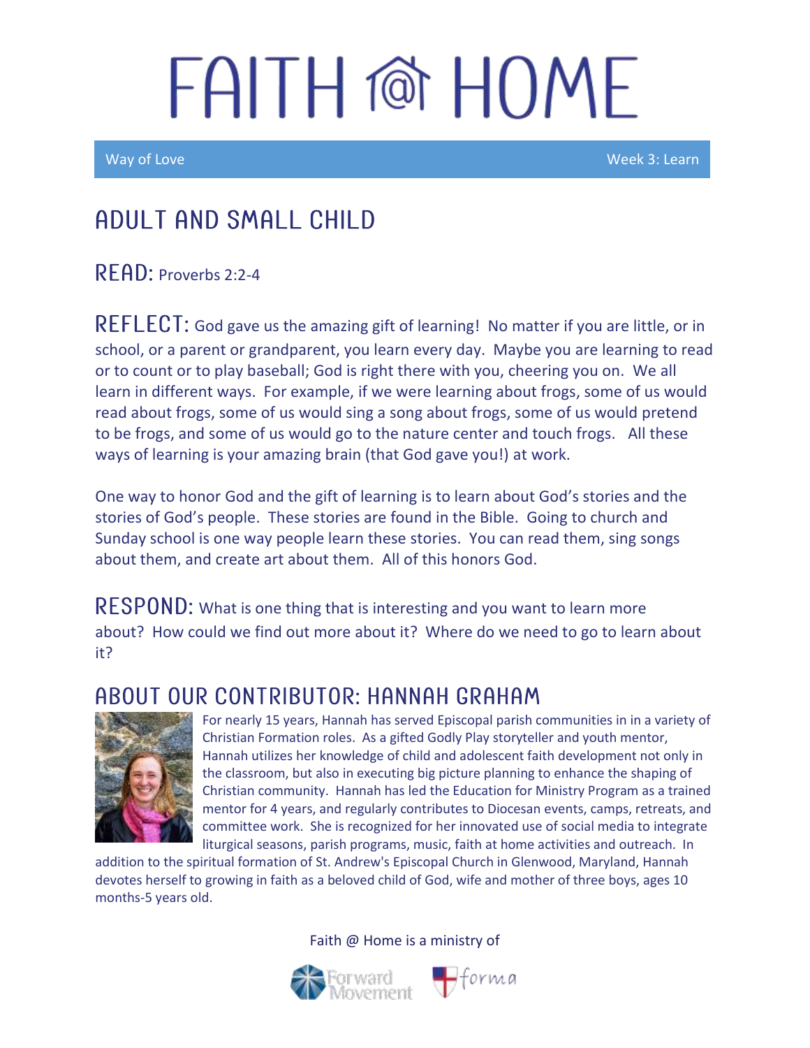# FAITH @ HOME

Way of Love — Week 3: Learn

## ADULT AND SMALL CHILD

**READ:** Proverbs 2:2-4

**REFLECT:** God gave us the amazing gift of learning! No matter if you are little, or in school, or a parent or grandparent, you learn every day. Maybe you are learning to read or to count or to play baseball; God is right there with you, cheering you on. We all learn in different ways. For example, if we were learning about frogs, some of us would read about frogs, some of us would sing a song about frogs, some of us would pretend to be frogs, and some of us would go to the nature center and touch frogs. All these ways of learning is your amazing brain (that God gave you!) at work.

One way to honor God and the gift of learning is to learn about God's stories and the stories of God's people. These stories are found in the Bible. Going to church and Sunday school is one way people learn these stories. You can read them, sing songs about them, and create art about them. All of this honors God.

**RESPOND:** What is one thing that is interesting and you want to learn more about? How could we find out more about it? Where do we need to go to learn about it?

## ABOUT OUR CONTRIBUTOR: HANNAH GRAHAM

For nearly 15 years, Hannah has served Episcopal parish communities in in a variety of Christian Formation roles. As a gifted Godly Play storyteller and youth mentor, Hannah utilizes her knowledge of child and adolescent faith development not only in the classroom, but also in executing big picture planning to enhance the shaping of Christian community. Hannah has led the Education for Ministry Program as a trained mentor for 4 years, and regularly contributes to Diocesan events, camps, retreats, and committee work. She is recognized for her innovated use of social media to integrate liturgical seasons, parish programs, music, faith at home activities and outreach. In addition to the spiritual formation of St. Andrew's Episcopal Church in Glenwood, Maryland, Hannah devotes herself to growing in faith as a beloved child of God, wife and mother of three boys, ages 10 months-5 years old.

Faith @ Home is a ministry of Forward Movement and forma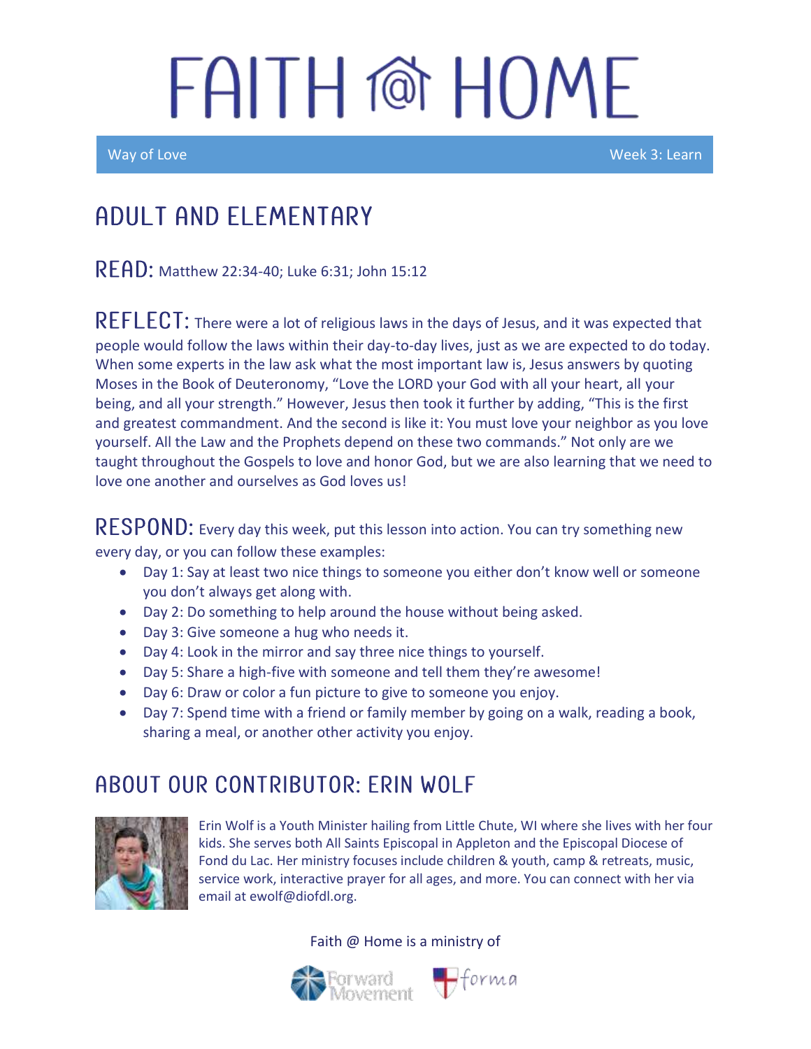# FAITH @ HOME

Way of Love Week 3: Learn

## ADULT AND ELEMENTARY

**READ:** Matthew 22:34-40; Luke 6:31; John 15:12

**REFLECT:** There were a lot of religious laws in the days of Jesus, and it was expected that people would follow the laws within their day-to-day lives, just as we are expected to do today. When some experts in the law ask what the most important law is, Jesus answers by quoting Moses in the Book of Deuteronomy, "Love the LORD your God with all your heart, all your being, and all your strength." However, Jesus then took it further by adding, "This is the first and greatest commandment. And the second is like it: You must love your neighbor as you love yourself. All the Law and the Prophets depend on these two commands." Not only are we taught throughout the Gospels to love and honor God, but we are also learning that we need to love one another and ourselves as God loves us!

**RESPOND:** Every day this week, put this lesson into action. You can try something new every day, or you can follow these examples:

- Day 1: Say at least two nice things to someone you either don't know well or someone you don't always get along with.
- Day 2: Do something to help around the house without being asked.
- Day 3: Give someone a hug who needs it.
- Day 4: Look in the mirror and say three nice things to yourself.
- Day 5: Share a high-five with someone and tell them they're awesome!
- Day 6: Draw or color a fun picture to give to someone you enjoy.
- Day 7: Spend time with a friend or family member by going on a walk, reading a book, sharing a meal, or another other activity you enjoy.

## ABOUT OUR CONTRIBUTOR: ERIN WOLF

Erin Wolf is a Youth Minister hailing from Little Chute, WI where she lives with her four kids. She serves both All Saints Episcopal in Appleton and the Episcopal Diocese of Fond du Lac. Her ministry focuses include children & youth, camp & retreats, music, service work, interactive prayer for all ages, and more. You can connect with her via email at ewolf@diofdl.org.

Faith @ Home is a ministry of

Forward Movement forma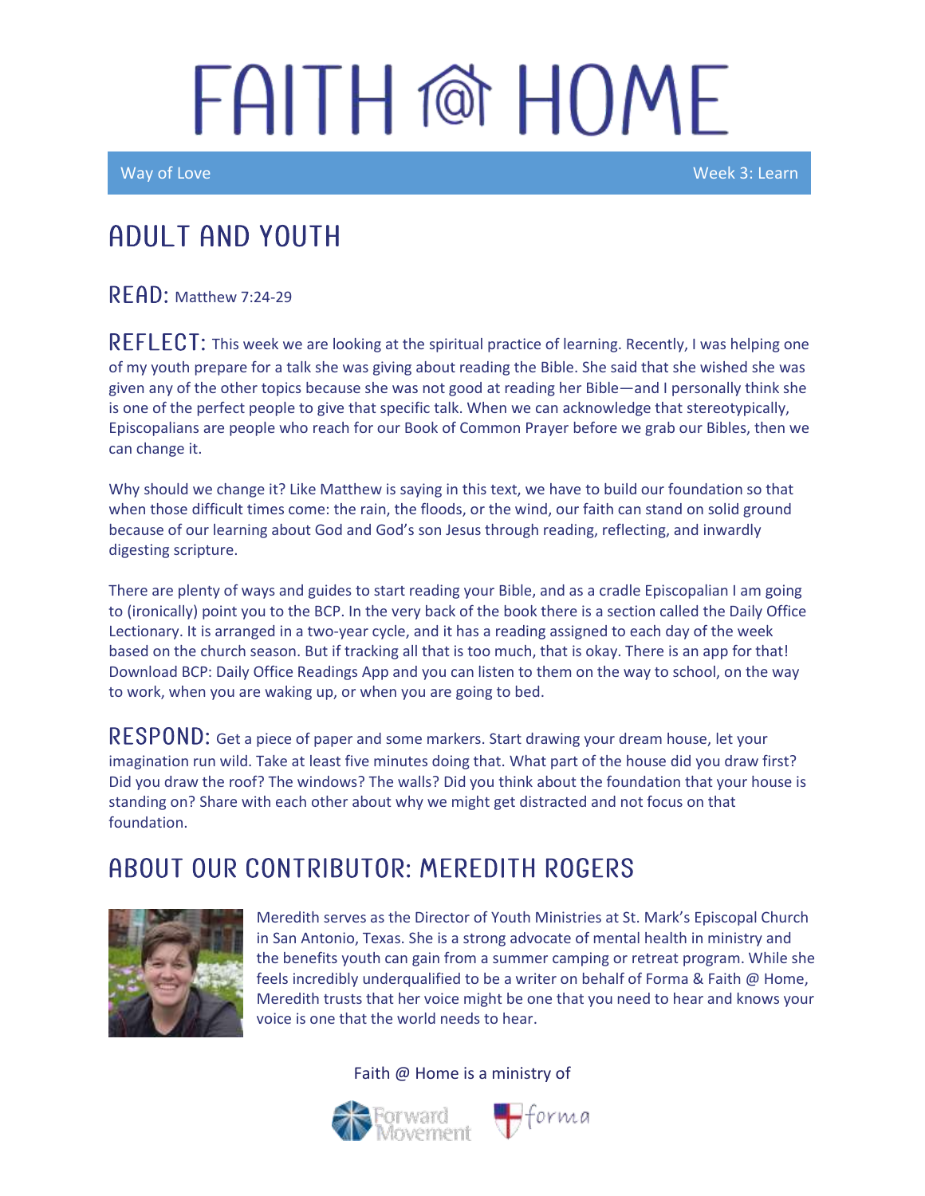# FAITH @ HOME

Way of Love | Week 3: Learn

## ADULT AND YOUTH

**READ:** Matthew 7:24-29

**REFLECT:** This week we are looking at the spiritual practice of learning. Recently, I was helping one of my youth prepare for a talk she was giving about reading the Bible. She said that she wished she was given any of the other topics because she was not good at reading her Bible—and I personally think she is one of the perfect people to give that specific talk. When we can acknowledge that stereotypically, Episcopalians are people who reach for our Book of Common Prayer before we grab our Bibles, then we can change it.

Why should we change it? Like Matthew is saying in this text, we have to build our foundation so that when those difficult times come: the rain, the floods, or the wind, our faith can stand on solid ground because of our learning about God and God's son Jesus through reading, reflecting, and inwardly digesting scripture.

There are plenty of ways and guides to start reading your Bible, and as a cradle Episcopalian I am going to (ironically) point you to the BCP. In the very back of the book there is a section called the Daily Office Lectionary. It is arranged in a two-year cycle, and it has a reading assigned to each day of the week based on the church season. But if tracking all that is too much, that is okay. There is an app for that! Download BCP: Daily Office Readings App and you can listen to them on the way to school, on the way to work, when you are waking up, or when you are going to bed.

**RESPOND:** Get a piece of paper and some markers. Start drawing your dream house, let your imagination run wild. Take at least five minutes doing that. What part of the house did you draw first? Did you draw the roof? The windows? The walls? Did you think about the foundation that your house is standing on? Share with each other about why we might get distracted and not focus on that foundation.

## ABOUT OUR CONTRIBUTOR: MEREDITH ROGERS

Meredith serves as the Director of Youth Ministries at St. Mark's Episcopal Church in San Antonio, Texas. She is a strong advocate of mental health in ministry and the benefits youth can gain from a summer camping or retreat program. While she feels incredibly underqualified to be a writer on behalf of Forma & Faith @ Home, Meredith trusts that her voice might be one that you need to hear and knows your voice is one that the world needs to hear.

Faith @ Home is a ministry of

Forward Movement | forma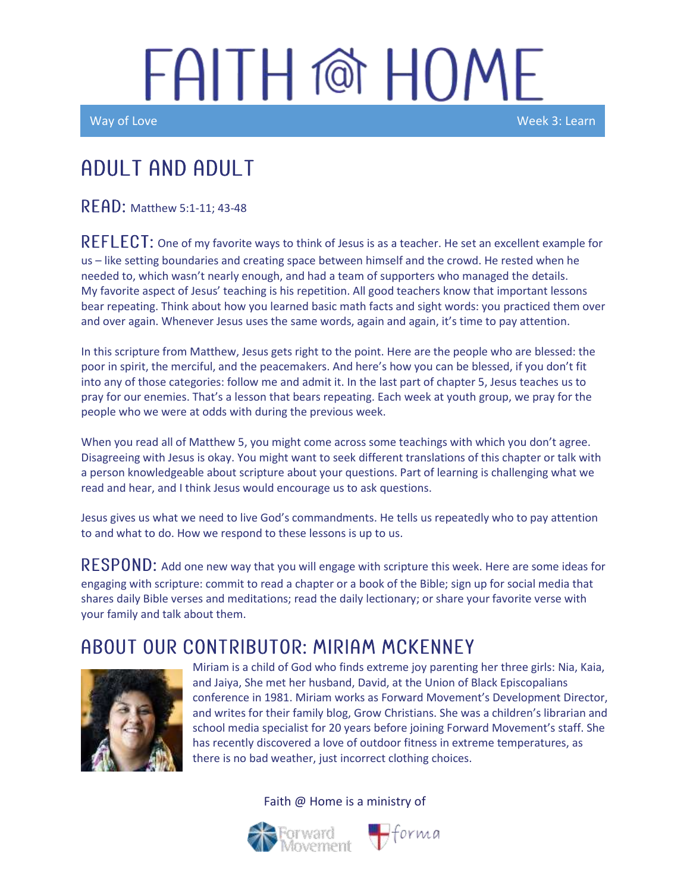# FAITH @ HOME

Way of Love | Week 3: Learn

## ADULT AND ADULT

**READ:** Matthew 5:1-11; 43-48

**REFLECT:** One of my favorite ways to think of Jesus is as a teacher. He set an excellent example for us – like setting boundaries and creating space between himself and the crowd. He rested when he needed to, which wasn't nearly enough, and had a team of supporters who managed the details. My favorite aspect of Jesus' teaching is his repetition. All good teachers know that important lessons bear repeating. Think about how you learned basic math facts and sight words: you practiced them over and over again. Whenever Jesus uses the same words, again and again, it's time to pay attention.

In this scripture from Matthew, Jesus gets right to the point. Here are the people who are blessed: the poor in spirit, the merciful, and the peacemakers. And here's how you can be blessed, if you don't fit into any of those categories: follow me and admit it. In the last part of chapter 5, Jesus teaches us to pray for our enemies. That's a lesson that bears repeating. Each week at youth group, we pray for the people who we were at odds with during the previous week.

When you read all of Matthew 5, you might come across some teachings with which you don't agree. Disagreeing with Jesus is okay. You might want to seek different translations of this chapter or talk with a person knowledgeable about scripture about your questions. Part of learning is challenging what we read and hear, and I think Jesus would encourage us to ask questions.

Jesus gives us what we need to live God's commandments. He tells us repeatedly who to pay attention to and what to do. How we respond to these lessons is up to us.

**RESPOND:** Add one new way that you will engage with scripture this week. Here are some ideas for engaging with scripture: commit to read a chapter or a book of the Bible; sign up for social media that shares daily Bible verses and meditations; read the daily lectionary; or share your favorite verse with your family and talk about them.

## ABOUT OUR CONTRIBUTOR: MIRIAM MCKENNEY

Miriam is a child of God who finds extreme joy parenting her three girls: Nia, Kaia, and Jaiya, She met her husband, David, at the Union of Black Episcopalians conference in 1981. Miriam works as Forward Movement's Development Director, and writes for their family blog, Grow Christians. She was a children's librarian and school media specialist for 20 years before joining Forward Movement's staff. She has recently discovered a love of outdoor fitness in extreme temperatures, as there is no bad weather, just incorrect clothing choices.

Faith @ Home is a ministry of

Forward Movement forma